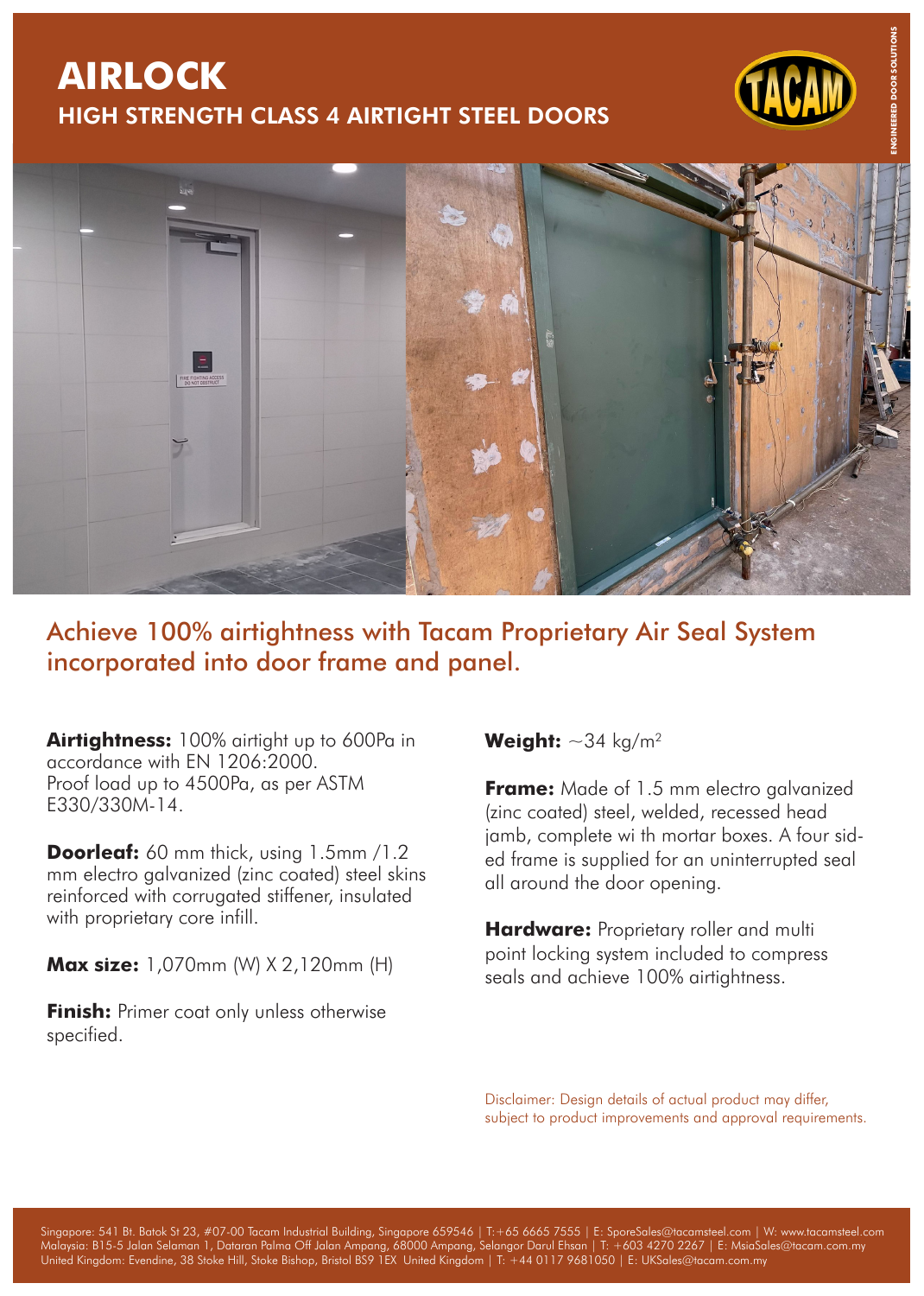# AIRLOCK

## HIGH STRENGTH CLASS 4 AIRTIGHT STEEL DOORS

Achieve 100% airtightness with Tacam Proprietary Air Seal System incorporated into door frame and panel.

**Airtightness:** 100% airtight up to 600Pa in accordance with EN 1206:2000. Proof load up to 4500Pa, as per ASTM E330/330M-14.

**Doorleaf:** 60 mm thick, using 1.5mm /1.2 mm electro galvanized (zinc coated) steel skins reinforced with corrugated stiffener, insulated with proprietary core infill.

**Max size:** 1,070mm (W) X 2,120mm (H)

**Finish:** Primer coat only unless otherwise specified.

**Weight:** ~34 kg/m$^2$

**Frame:** Made of 1.5 mm electro galvanized (zinc coated) steel, welded, recessed head jamb, complete wi th mortar boxes. A four sided frame is supplied for an uninterrupted seal all around the door opening.

**Hardware:** Proprietary roller and multi point locking system included to compress seals and achieve 100% airtightness.

Disclaimer: Design details of actual product may differ, subject to product improvements and approval requirements.

Singapore: 541 Bt. Batok St 23, #07-00 Tacam Industrial Building, Singapore 659546 | T:+65 6665 7555 | E: SporeSales@tacamsteel.com | W: www.tacamsteel.com
Malaysia: B15-5 Jalan Selaman 1, Dataran Palma Off Jalan Ampang, 68000 Ampang, Selangor Darul Ehsan | T: +603 4270 2267 | E: MsiaSales@tacam.com.my
United Kingdom: Evendine, 38 Stoke Hill, Stoke Bishop, Bristol BS9 1EX United Kingdom | T: +44 0117 9681050 | E: UKSales@tacam.com.my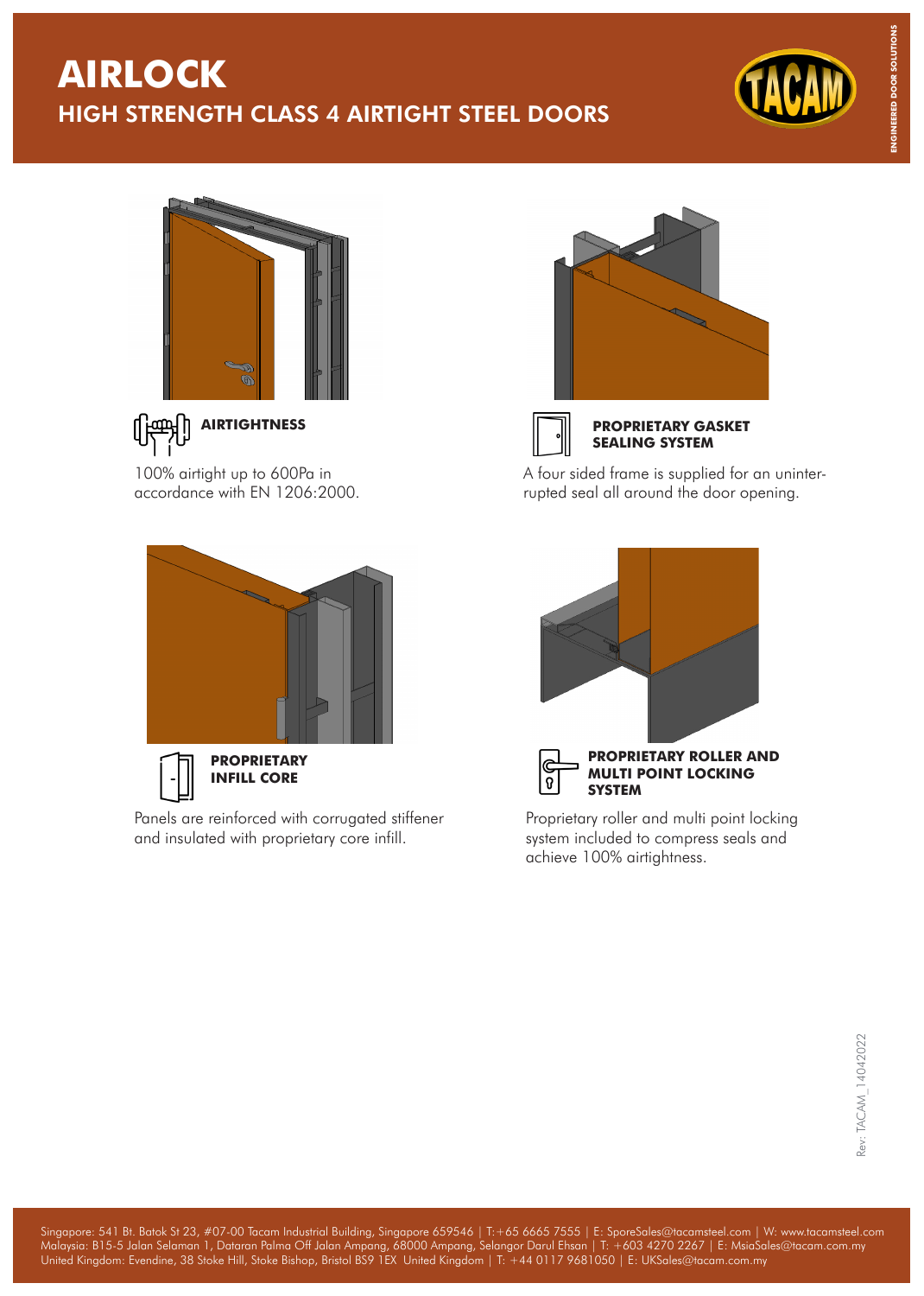# AIRLOCK

## HIGH STRENGTH CLASS 4 AIRTIGHT STEEL DOORS

### AIRTIGHTNESS

100% airtight up to 600Pa in accordance with EN 1206:2000.

### PROPRIETARY GASKET SEALING SYSTEM

A four sided frame is supplied for an uninterrupted seal all around the door opening.

### PROPRIETARY INFILL CORE

Panels are reinforced with corrugated stiffener and insulated with proprietary core infill.

### PROPRIETARY ROLLER AND MULTI POINT LOCKING SYSTEM

Proprietary roller and multi point locking system included to compress seals and achieve 100% airtightness.

Rev: TACAM_14042022

Singapore: 541 Bt. Batok St 23, #07-00 Tacam Industrial Building, Singapore 659546 | T:+65 6665 7555 | E: SporeSales@tacamsteel.com | W: www.tacamsteel.com
Malaysia: B15-5 Jalan Selaman 1, Dataran Palma Off Jalan Ampang, 68000 Ampang, Selangor Darul Ehsan | T: +603 4270 2267 | E: MsiaSales@tacam.com.my
United Kingdom: Evendine, 38 Stoke Hill, Stoke Bishop, Bristol BS9 1EX United Kingdom | T: +44 0117 9681050 | E: UKSales@tacam.com.my